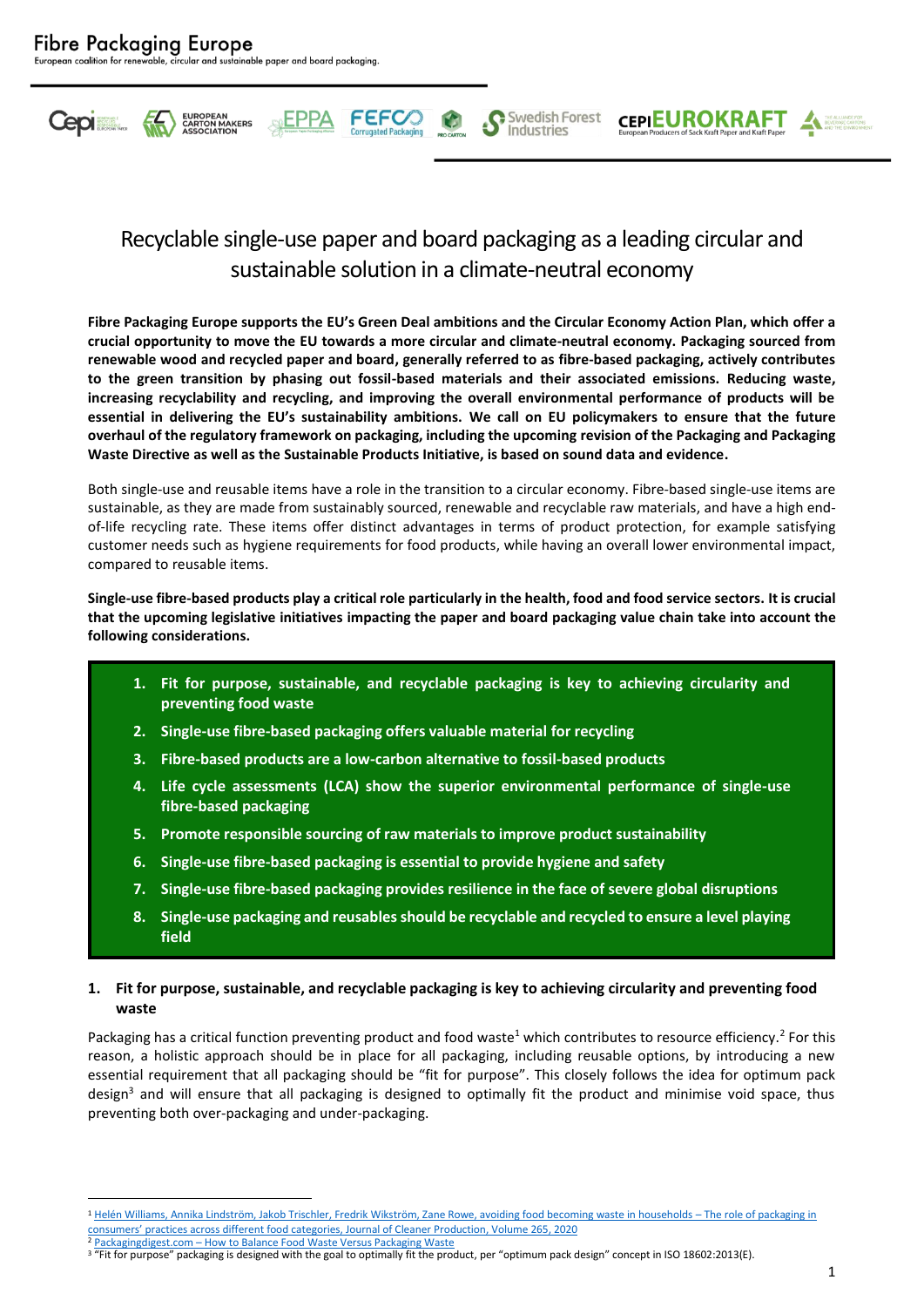# Fibre Packaging Europe

European coalition for renewable, circular and sustainable paper and board packaging.

## Recyclable single-use paper and board packaging as a leading circular and sustainable solution in a climate-neutral economy

**Fibre Packaging Europe supports the EU's Green Deal ambitions and the Circular Economy Action Plan, which offer a crucial opportunity to move the EU towards a more circular and climate-neutral economy. Packaging sourced from renewable wood and recycled paper and board, generally referred to as fibre-based packaging, actively contributes to the green transition by phasing out fossil-based materials and their associated emissions. Reducing waste, increasing recyclability and recycling, and improving the overall environmental performance of products will be essential in delivering the EU's sustainability ambitions. We call on EU policymakers to ensure that the future overhaul of the regulatory framework on packaging, including the upcoming revision of the Packaging and Packaging Waste Directive as well as the Sustainable Products Initiative, is based on sound data and evidence.**

Both single-use and reusable items have a role in the transition to a circular economy. Fibre-based single-use items are sustainable, as they are made from sustainably sourced, renewable and recyclable raw materials, and have a high end-of-life recycling rate. These items offer distinct advantages in terms of product protection, for example satisfying customer needs such as hygiene requirements for food products, while having an overall lower environmental impact, compared to reusable items.

**Single-use fibre-based products play a critical role particularly in the health, food and food service sectors. It is crucial that the upcoming legislative initiatives impacting the paper and board packaging value chain take into account the following considerations.**

1. **Fit for purpose, sustainable, and recyclable packaging is key to achieving circularity and preventing food waste**
2. **Single-use fibre-based packaging offers valuable material for recycling**
3. **Fibre-based products are a low-carbon alternative to fossil-based products**
4. **Life cycle assessments (LCA) show the superior environmental performance of single-use fibre-based packaging**
5. **Promote responsible sourcing of raw materials to improve product sustainability**
6. **Single-use fibre-based packaging is essential to provide hygiene and safety**
7. **Single-use fibre-based packaging provides resilience in the face of severe global disruptions**
8. **Single-use packaging and reusables should be recyclable and recycled to ensure a level playing field**

### 1. Fit for purpose, sustainable, and recyclable packaging is key to achieving circularity and preventing food waste

Packaging has a critical function preventing product and food waste[1] which contributes to resource efficiency.[2] For this reason, a holistic approach should be in place for all packaging, including reusable options, by introducing a new essential requirement that all packaging should be "fit for purpose". This closely follows the idea for optimum pack design[3] and will ensure that all packaging is designed to optimally fit the product and minimise void space, thus preventing both over-packaging and under-packaging.

---

[1] Helén Williams, Annika Lindström, Jakob Trischler, Fredrik Wikström, Zane Rowe, avoiding food becoming waste in households – The role of packaging in consumers' practices across different food categories, Journal of Cleaner Production, Volume 265, 2020

[2] Packagingdigest.com – How to Balance Food Waste Versus Packaging Waste

[3] "Fit for purpose" packaging is designed with the goal to optimally fit the product, per "optimum pack design" concept in ISO 18602:2013(E).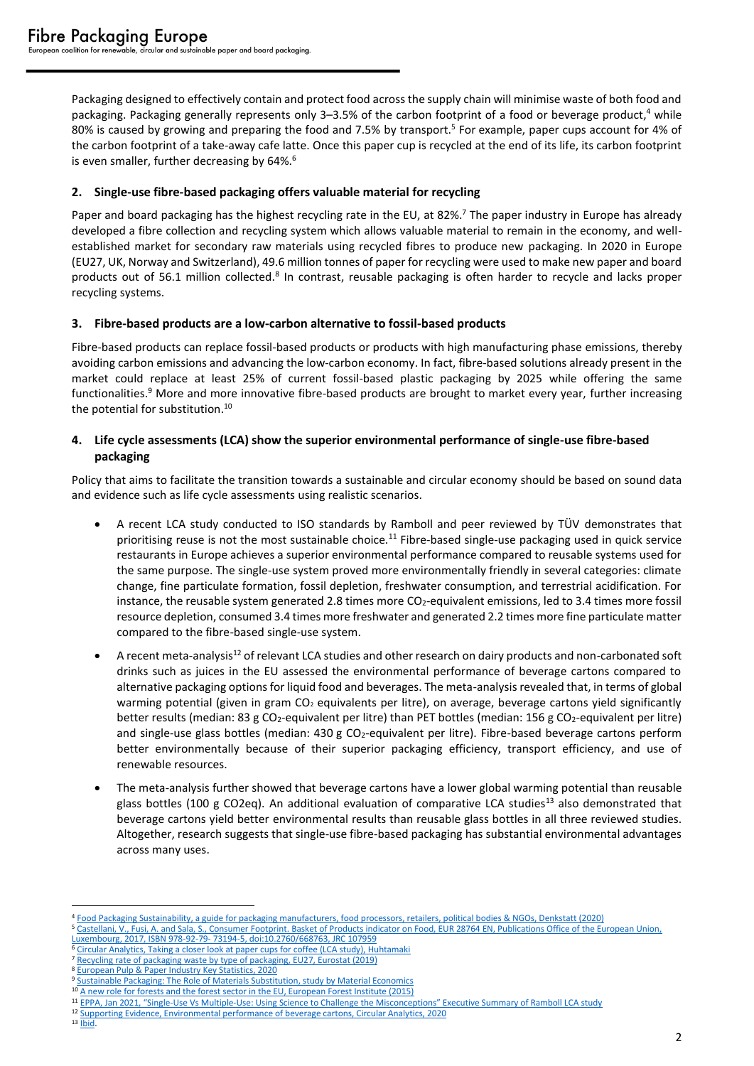Packaging designed to effectively contain and protect food across the supply chain will minimise waste of both food and packaging. Packaging generally represents only 3–3.5% of the carbon footprint of a food or beverage product,[4] while 80% is caused by growing and preparing the food and 7.5% by transport.[5] For example, paper cups account for 4% of the carbon footprint of a take-away cafe latte. Once this paper cup is recycled at the end of its life, its carbon footprint is even smaller, further decreasing by 64%.[6]

## 2. Single-use fibre-based packaging offers valuable material for recycling

Paper and board packaging has the highest recycling rate in the EU, at 82%.[7] The paper industry in Europe has already developed a fibre collection and recycling system which allows valuable material to remain in the economy, and well-established market for secondary raw materials using recycled fibres to produce new packaging. In 2020 in Europe (EU27, UK, Norway and Switzerland), 49.6 million tonnes of paper for recycling were used to make new paper and board products out of 56.1 million collected.[8] In contrast, reusable packaging is often harder to recycle and lacks proper recycling systems.

## 3. Fibre-based products are a low-carbon alternative to fossil-based products

Fibre-based products can replace fossil-based products or products with high manufacturing phase emissions, thereby avoiding carbon emissions and advancing the low-carbon economy. In fact, fibre-based solutions already present in the market could replace at least 25% of current fossil-based plastic packaging by 2025 while offering the same functionalities.[9] More and more innovative fibre-based products are brought to market every year, further increasing the potential for substitution.[10]

## 4. Life cycle assessments (LCA) show the superior environmental performance of single-use fibre-based packaging

Policy that aims to facilitate the transition towards a sustainable and circular economy should be based on sound data and evidence such as life cycle assessments using realistic scenarios.

- A recent LCA study conducted to ISO standards by Ramboll and peer reviewed by TÜV demonstrates that prioritising reuse is not the most sustainable choice.[11] Fibre-based single-use packaging used in quick service restaurants in Europe achieves a superior environmental performance compared to reusable systems used for the same purpose. The single-use system proved more environmentally friendly in several categories: climate change, fine particulate formation, fossil depletion, freshwater consumption, and terrestrial acidification. For instance, the reusable system generated 2.8 times more $CO_2$-equivalent emissions, led to 3.4 times more fossil resource depletion, consumed 3.4 times more freshwater and generated 2.2 times more fine particulate matter compared to the fibre-based single-use system.
- A recent meta-analysis[12] of relevant LCA studies and other research on dairy products and non-carbonated soft drinks such as juices in the EU assessed the environmental performance of beverage cartons compared to alternative packaging options for liquid food and beverages. The meta-analysis revealed that, in terms of global warming potential (given in gram $CO_2$ equivalents per litre), on average, beverage cartons yield significantly better results (median: 83 g $CO_2$-equivalent per litre) than PET bottles (median: 156 g $CO_2$-equivalent per litre) and single-use glass bottles (median: 430 g $CO_2$-equivalent per litre). Fibre-based beverage cartons perform better environmentally because of their superior packaging efficiency, transport efficiency, and use of renewable resources.
- The meta-analysis further showed that beverage cartons have a lower global warming potential than reusable glass bottles (100 g CO2eq). An additional evaluation of comparative LCA studies[13] also demonstrated that beverage cartons yield better environmental results than reusable glass bottles in all three reviewed studies. Altogether, research suggests that single-use fibre-based packaging has substantial environmental advantages across many uses.

---

[4] Food Packaging Sustainability, a guide for packaging manufacturers, food processors, retailers, political bodies & NGOs, Denkstatt (2020)

[5] Castellani, V., Fusi, A. and Sala, S., Consumer Footprint. Basket of Products indicator on Food, EUR 28764 EN, Publications Office of the European Union, Luxembourg, 2017, ISBN 978-92-79- 73194-5, doi:10.2760/668763, JRC 107959

[6] Circular Analytics, Taking a closer look at paper cups for coffee (LCA study), Huhtamaki

[7] Recycling rate of packaging waste by type of packaging, EU27, Eurostat (2019)

[8] European Pulp & Paper Industry Key Statistics, 2020

[9] Sustainable Packaging: The Role of Materials Substitution, study by Material Economics

[10] A new role for forests and the forest sector in the EU, European Forest Institute (2015)

[11] EPPA, Jan 2021, "Single-Use Vs Multiple-Use: Using Science to Challenge the Misconceptions" Executive Summary of Ramboll LCA study

[12] Supporting Evidence, Environmental performance of beverage cartons, Circular Analytics, 2020

[13] Ibid.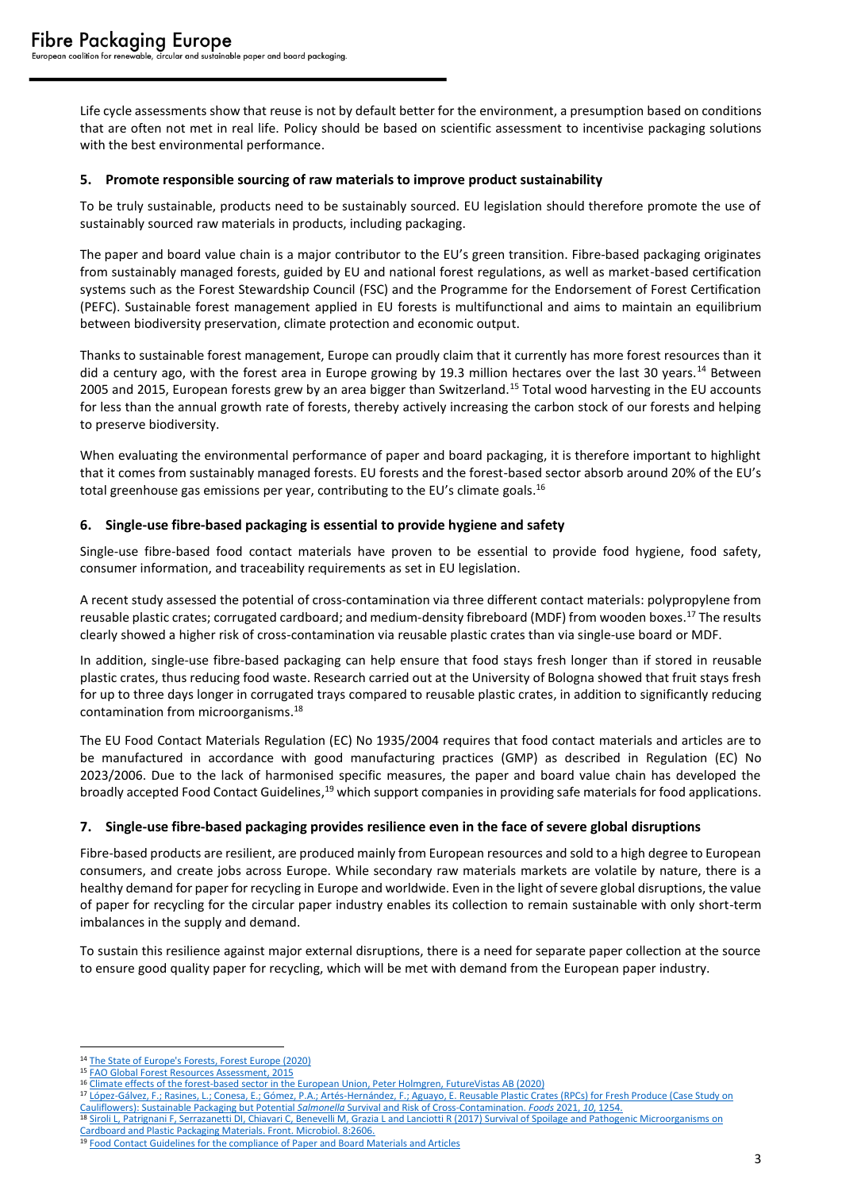Life cycle assessments show that reuse is not by default better for the environment, a presumption based on conditions that are often not met in real life. Policy should be based on scientific assessment to incentivise packaging solutions with the best environmental performance.

## 5. Promote responsible sourcing of raw materials to improve product sustainability

To be truly sustainable, products need to be sustainably sourced. EU legislation should therefore promote the use of sustainably sourced raw materials in products, including packaging.

The paper and board value chain is a major contributor to the EU's green transition. Fibre-based packaging originates from sustainably managed forests, guided by EU and national forest regulations, as well as market-based certification systems such as the Forest Stewardship Council (FSC) and the Programme for the Endorsement of Forest Certification (PEFC). Sustainable forest management applied in EU forests is multifunctional and aims to maintain an equilibrium between biodiversity preservation, climate protection and economic output.

Thanks to sustainable forest management, Europe can proudly claim that it currently has more forest resources than it did a century ago, with the forest area in Europe growing by 19.3 million hectares over the last 30 years.[14] Between 2005 and 2015, European forests grew by an area bigger than Switzerland.[15] Total wood harvesting in the EU accounts for less than the annual growth rate of forests, thereby actively increasing the carbon stock of our forests and helping to preserve biodiversity.

When evaluating the environmental performance of paper and board packaging, it is therefore important to highlight that it comes from sustainably managed forests. EU forests and the forest-based sector absorb around 20% of the EU's total greenhouse gas emissions per year, contributing to the EU's climate goals.[16]

## 6. Single-use fibre-based packaging is essential to provide hygiene and safety

Single-use fibre-based food contact materials have proven to be essential to provide food hygiene, food safety, consumer information, and traceability requirements as set in EU legislation.

A recent study assessed the potential of cross-contamination via three different contact materials: polypropylene from reusable plastic crates; corrugated cardboard; and medium-density fibreboard (MDF) from wooden boxes.[17] The results clearly showed a higher risk of cross-contamination via reusable plastic crates than via single-use board or MDF.

In addition, single-use fibre-based packaging can help ensure that food stays fresh longer than if stored in reusable plastic crates, thus reducing food waste. Research carried out at the University of Bologna showed that fruit stays fresh for up to three days longer in corrugated trays compared to reusable plastic crates, in addition to significantly reducing contamination from microorganisms.[18]

The EU Food Contact Materials Regulation (EC) No 1935/2004 requires that food contact materials and articles are to be manufactured in accordance with good manufacturing practices (GMP) as described in Regulation (EC) No 2023/2006. Due to the lack of harmonised specific measures, the paper and board value chain has developed the broadly accepted Food Contact Guidelines,[19] which support companies in providing safe materials for food applications.

## 7. Single-use fibre-based packaging provides resilience even in the face of severe global disruptions

Fibre-based products are resilient, are produced mainly from European resources and sold to a high degree to European consumers, and create jobs across Europe. While secondary raw materials markets are volatile by nature, there is a healthy demand for paper for recycling in Europe and worldwide. Even in the light of severe global disruptions, the value of paper for recycling for the circular paper industry enables its collection to remain sustainable with only short-term imbalances in the supply and demand.

To sustain this resilience against major external disruptions, there is a need for separate paper collection at the source to ensure good quality paper for recycling, which will be met with demand from the European paper industry.

---

[14] The State of Europe's Forests, Forest Europe (2020)

[15] FAO Global Forest Resources Assessment, 2015

[16] Climate effects of the forest-based sector in the European Union, Peter Holmgren, FutureVistas AB (2020)

[17] López-Gálvez, F.; Rasines, L.; Conesa, E.; Gómez, P.A.; Artés-Hernández, F.; Aguayo, E. Reusable Plastic Crates (RPCs) for Fresh Produce (Case Study on Cauliflowers): Sustainable Packaging but Potential *Salmonella* Survival and Risk of Cross-Contamination. *Foods* 2021, *10*, 1254.

[18] Siroli L, Patrignani F, Serrazanetti DI, Chiavari C, Benevelli M, Grazia L and Lanciotti R (2017) Survival of Spoilage and Pathogenic Microorganisms on Cardboard and Plastic Packaging Materials. Front. Microbiol. 8:2606.

[19] Food Contact Guidelines for the compliance of Paper and Board Materials and Articles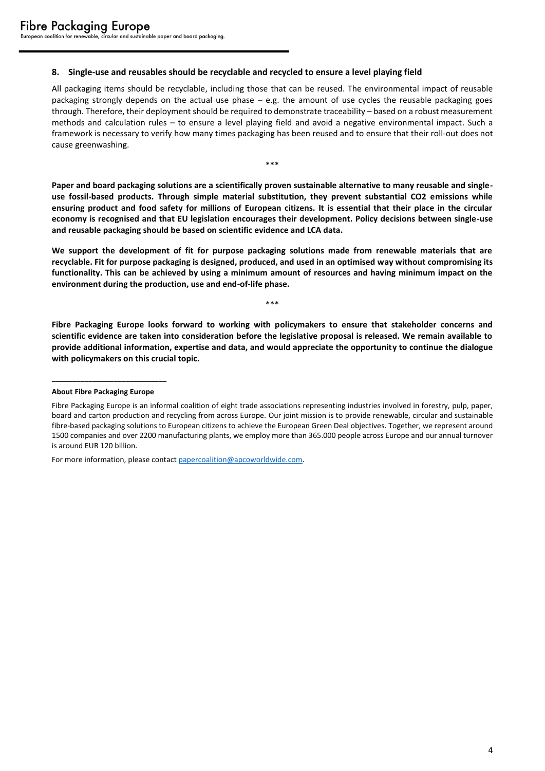### 8. Single-use and reusables should be recyclable and recycled to ensure a level playing field

All packaging items should be recyclable, including those that can be reused. The environmental impact of reusable packaging strongly depends on the actual use phase – e.g. the amount of use cycles the reusable packaging goes through. Therefore, their deployment should be required to demonstrate traceability – based on a robust measurement methods and calculation rules – to ensure a level playing field and avoid a negative environmental impact. Such a framework is necessary to verify how many times packaging has been reused and to ensure that their roll-out does not cause greenwashing.

***

**Paper and board packaging solutions are a scientifically proven sustainable alternative to many reusable and single-use fossil-based products. Through simple material substitution, they prevent substantial $CO_2$ emissions while ensuring product and food safety for millions of European citizens. It is essential that their place in the circular economy is recognised and that EU legislation encourages their development. Policy decisions between single-use and reusable packaging should be based on scientific evidence and LCA data.**

**We support the development of fit for purpose packaging solutions made from renewable materials that are recyclable. Fit for purpose packaging is designed, produced, and used in an optimised way without compromising its functionality. This can be achieved by using a minimum amount of resources and having minimum impact on the environment during the production, use and end-of-life phase.**

***

**Fibre Packaging Europe looks forward to working with policymakers to ensure that stakeholder concerns and scientific evidence are taken into consideration before the legislative proposal is released. We remain available to provide additional information, expertise and data, and would appreciate the opportunity to continue the dialogue with policymakers on this crucial topic.**

---

**About Fibre Packaging Europe**

Fibre Packaging Europe is an informal coalition of eight trade associations representing industries involved in forestry, pulp, paper, board and carton production and recycling from across Europe. Our joint mission is to provide renewable, circular and sustainable fibre-based packaging solutions to European citizens to achieve the European Green Deal objectives. Together, we represent around 1500 companies and over 2200 manufacturing plants, we employ more than 365.000 people across Europe and our annual turnover is around EUR 120 billion.

For more information, please contact papercoalition@apcoworldwide.com.